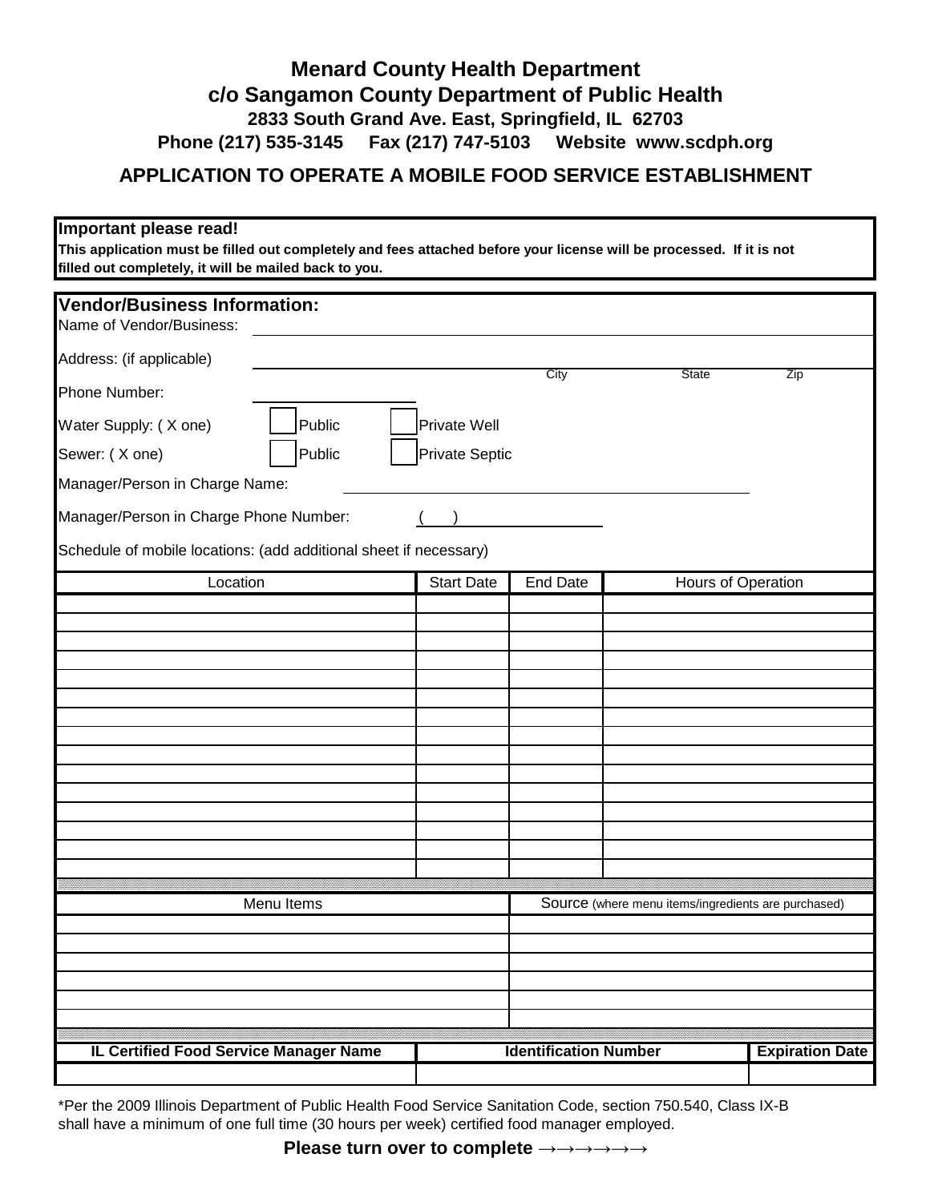# Menard County Health Department
## c/o Sangamon County Department of Public Health

**2833 South Grand Ave. East, Springfield, IL 62703**

**Phone (217) 535-3145 Fax (217) 747-5103 Website www.scdph.org**

## APPLICATION TO OPERATE A MOBILE FOOD SERVICE ESTABLISHMENT

**Important please read!**

**This application must be filled out completely and fees attached before your license will be processed. If it is not filled out completely, it will be mailed back to you.**

**Vendor/Business Information:**

Name of Vendor/Business: ______________________________

Address: (if applicable) ______________________________
City State Zip

Phone Number: ______________________________

Water Supply: ( X one) ☐ Public ☐ Private Well

Sewer: ( X one) ☐ Public ☐ Private Septic

Manager/Person in Charge Name: ______________________________

Manager/Person in Charge Phone Number: ( ) ______________________________

Schedule of mobile locations: (add additional sheet if necessary)

| Location | Start Date | End Date | Hours of Operation |
|---|---|---|---|
| | | | |
| | | | |
| | | | |
| | | | |
| | | | |
| | | | |
| | | | |
| | | | |
| | | | |
| | | | |
| | | | |
| | | | |
| | | | |
| | | | |
| | | | |

| Menu Items | Source (where menu items/ingredients are purchased) |
|---|---|
| | |
| | |
| | |
| | |
| | |
| | |

| IL Certified Food Service Manager Name | Identification Number | Expiration Date |
|---|---|---|
| | | |

*Per the 2009 Illinois Department of Public Health Food Service Sanitation Code, section 750.540, Class IX-B shall have a minimum of one full time (30 hours per week) certified food manager employed.

**Please turn over to complete →→→→→→**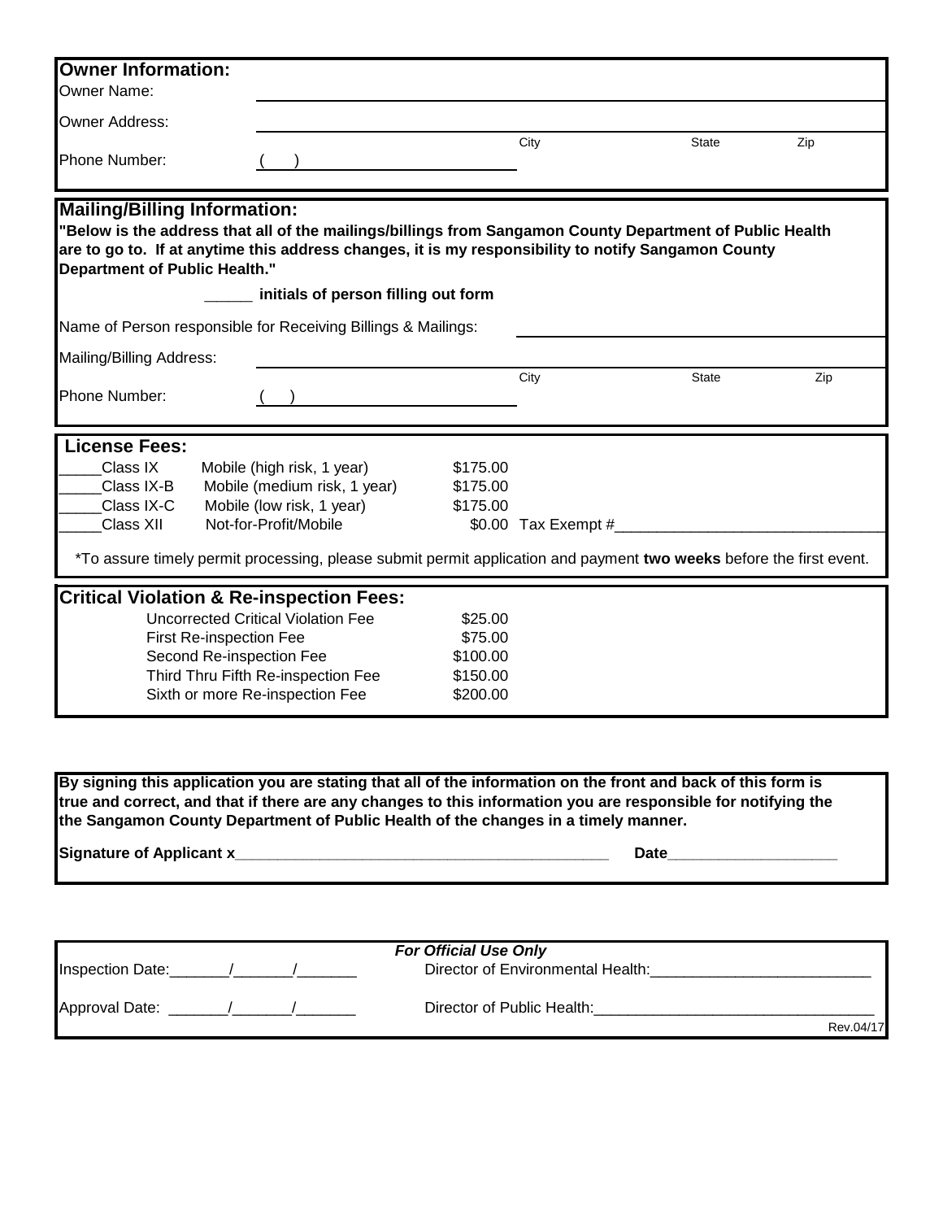## Owner Information:

Owner Name: ______________________________

Owner Address: ______________________________

City ________ State ________ Zip ________

Phone Number: (    ) ______________________

## Mailing/Billing Information:

**"Below is the address that all of the mailings/billings from Sangamon County Department of Public Health are to go to. If at anytime this address changes, it is my responsibility to notify Sangamon County Department of Public Health."**

_____ **initials of person filling out form**

Name of Person responsible for Receiving Billings & Mailings: ______________________________

Mailing/Billing Address: ______________________________

City ________ State ________ Zip ________

Phone Number: (    ) ______________________

## License Fees:

| | Class | Description | Fee |
|---|---|---|---|
| _____ | Class IX | Mobile (high risk, 1 year) | $175.00 |
| _____ | Class IX-B | Mobile (medium risk, 1 year) | $175.00 |
| _____ | Class IX-C | Mobile (low risk, 1 year) | $175.00 |
| _____ | Class XII | Not-for-Profit/Mobile | $0.00 Tax Exempt #______________________________ |

*To assure timely permit processing, please submit permit application and payment **two weeks** before the first event.

## Critical Violation & Re-inspection Fees:

| Fee Type | Amount |
|---|---|
| Uncorrected Critical Violation Fee | $25.00 |
| First Re-inspection Fee | $75.00 |
| Second Re-inspection Fee | $100.00 |
| Third Thru Fifth Re-inspection Fee | $150.00 |
| Sixth or more Re-inspection Fee | $200.00 |

**By signing this application you are stating that all of the information on the front and back of this form is true and correct, and that if there are any changes to this information you are responsible for notifying the the Sangamon County Department of Public Health of the changes in a timely manner.**

**Signature of Applicant x**___________________________________________ **Date**___________________

***For Official Use Only***

Inspection Date:_______/_______/_______ Director of Environmental Health:__________________________

Approval Date: _______/_______/_______ Director of Public Health:________________________________

Rev.04/17